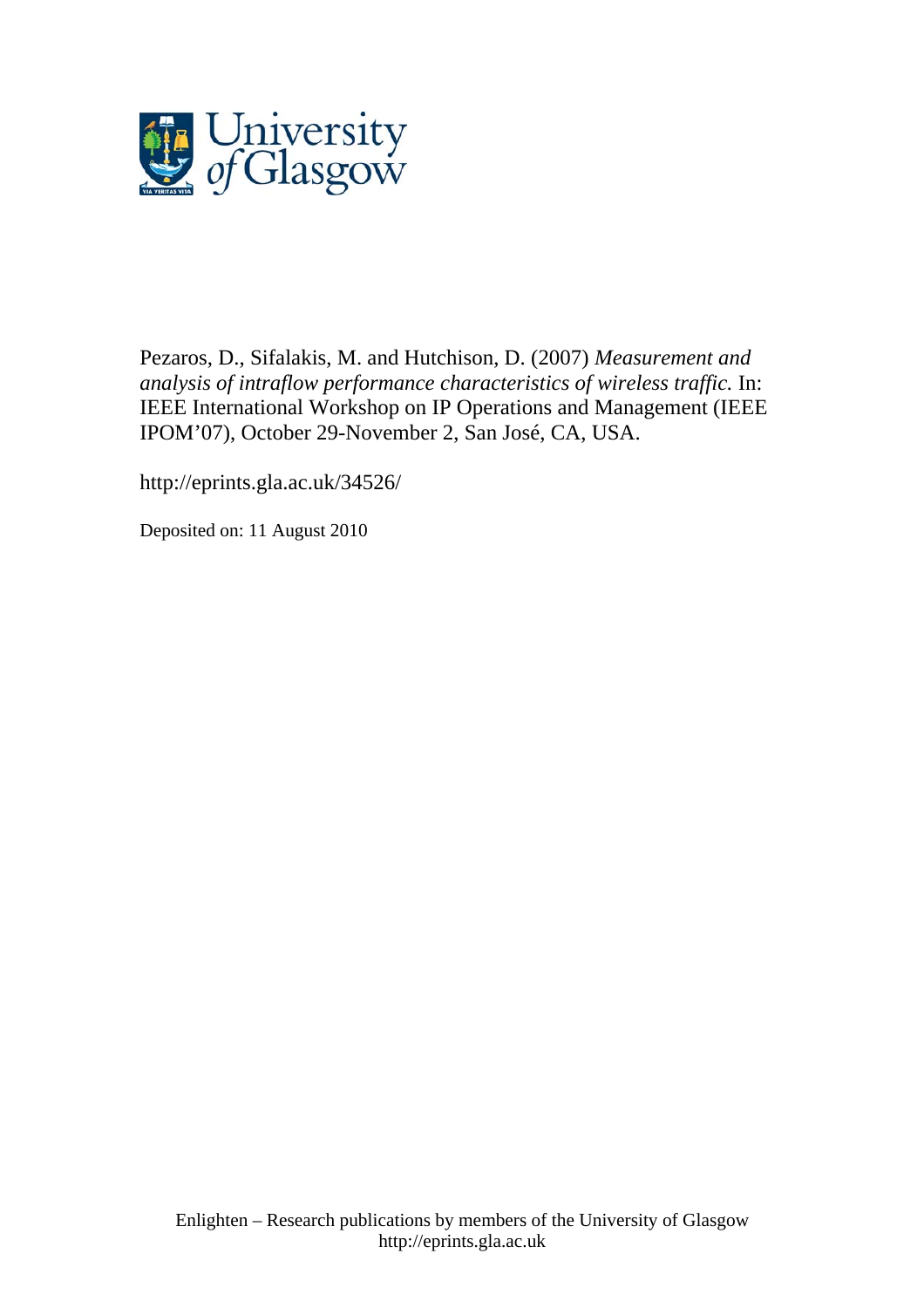Pezaros, D., Sifalakis, M. and Hutchison, D. (2007) *Measurement and analysis of intraflow performance characteristics of wireless traffic.* In: IEEE International Workshop on IP Operations and Management (IEEE IPOM'07), October 29-November 2, San José, CA, USA.

http://eprints.gla.ac.uk/34526/

Deposited on: 11 August 2010

Enlighten – Research publications by members of the University of Glasgow
http://eprints.gla.ac.uk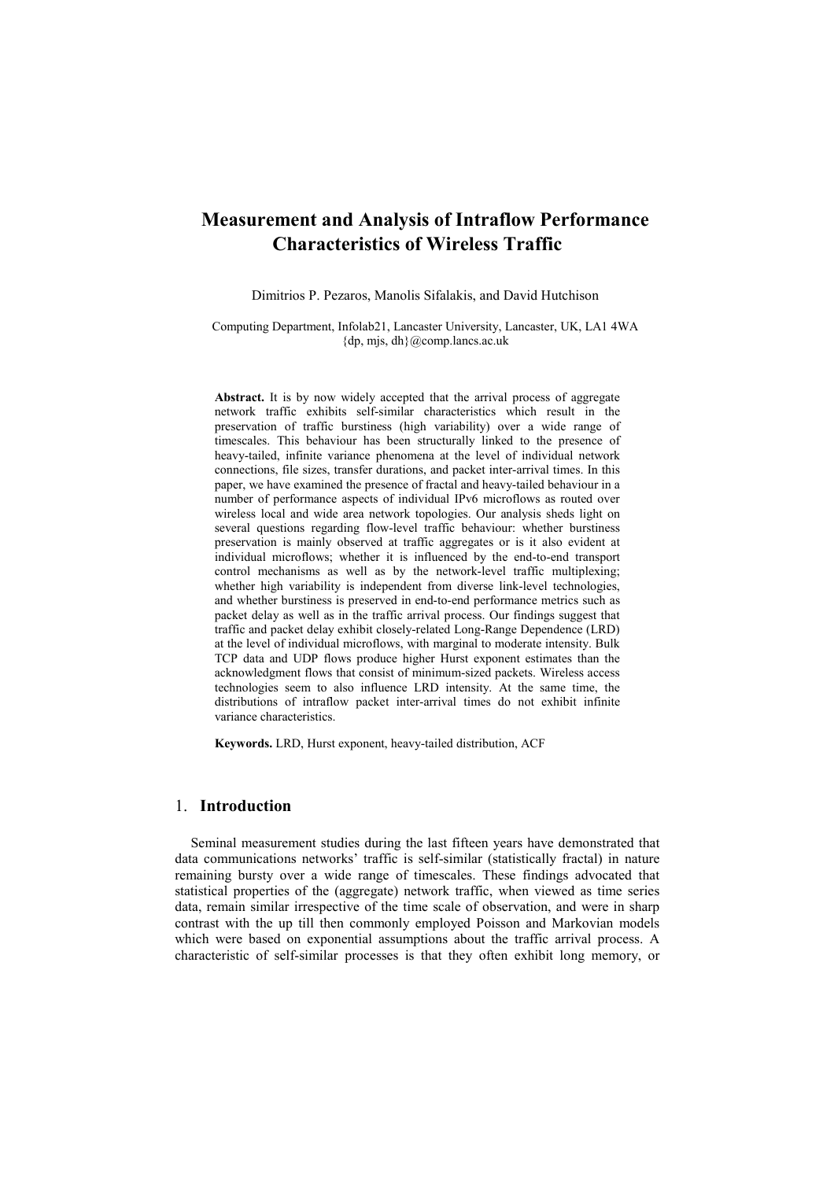# Measurement and Analysis of Intraflow Performance Characteristics of Wireless Traffic

Dimitrios P. Pezaros, Manolis Sifalakis, and David Hutchison

Computing Department, Infolab21, Lancaster University, Lancaster, UK, LA1 4WA
{dp, mjs, dh}@comp.lancs.ac.uk

**Abstract.** It is by now widely accepted that the arrival process of aggregate network traffic exhibits self-similar characteristics which result in the preservation of traffic burstiness (high variability) over a wide range of timescales. This behaviour has been structurally linked to the presence of heavy-tailed, infinite variance phenomena at the level of individual network connections, file sizes, transfer durations, and packet inter-arrival times. In this paper, we have examined the presence of fractal and heavy-tailed behaviour in a number of performance aspects of individual IPv6 microflows as routed over wireless local and wide area network topologies. Our analysis sheds light on several questions regarding flow-level traffic behaviour: whether burstiness preservation is mainly observed at traffic aggregates or is it also evident at individual microflows; whether it is influenced by the end-to-end transport control mechanisms as well as by the network-level traffic multiplexing; whether high variability is independent from diverse link-level technologies, and whether burstiness is preserved in end-to-end performance metrics such as packet delay as well as in the traffic arrival process. Our findings suggest that traffic and packet delay exhibit closely-related Long-Range Dependence (LRD) at the level of individual microflows, with marginal to moderate intensity. Bulk TCP data and UDP flows produce higher Hurst exponent estimates than the acknowledgment flows that consist of minimum-sized packets. Wireless access technologies seem to also influence LRD intensity. At the same time, the distributions of intraflow packet inter-arrival times do not exhibit infinite variance characteristics.

**Keywords.** LRD, Hurst exponent, heavy-tailed distribution, ACF

## 1. Introduction

Seminal measurement studies during the last fifteen years have demonstrated that data communications networks' traffic is self-similar (statistically fractal) in nature remaining bursty over a wide range of timescales. These findings advocated that statistical properties of the (aggregate) network traffic, when viewed as time series data, remain similar irrespective of the time scale of observation, and were in sharp contrast with the up till then commonly employed Poisson and Markovian models which were based on exponential assumptions about the traffic arrival process. A characteristic of self-similar processes is that they often exhibit long memory, or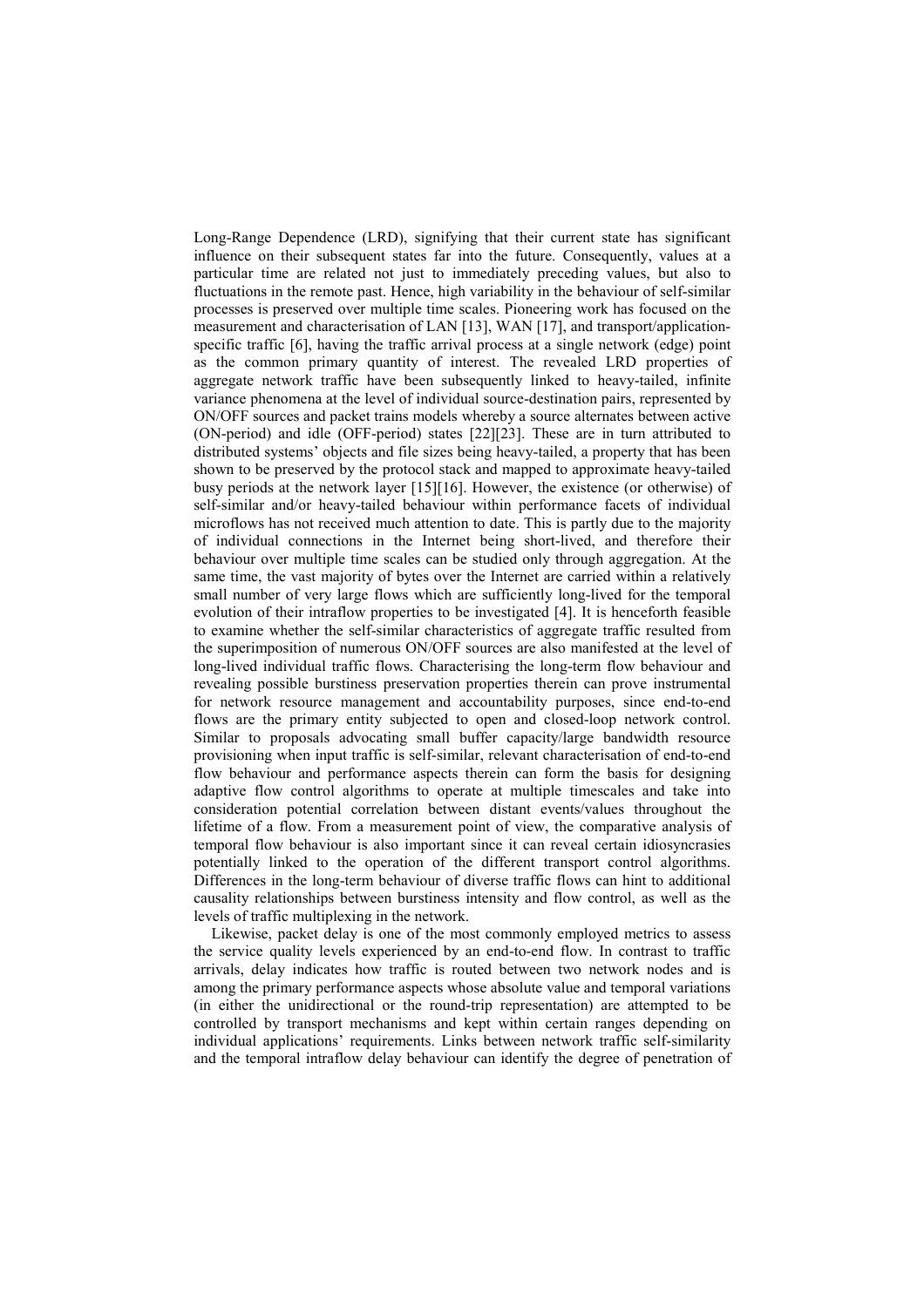Long-Range Dependence (LRD), signifying that their current state has significant influence on their subsequent states far into the future. Consequently, values at a particular time are related not just to immediately preceding values, but also to fluctuations in the remote past. Hence, high variability in the behaviour of self-similar processes is preserved over multiple time scales. Pioneering work has focused on the measurement and characterisation of LAN [13], WAN [17], and transport/application-specific traffic [6], having the traffic arrival process at a single network (edge) point as the common primary quantity of interest. The revealed LRD properties of aggregate network traffic have been subsequently linked to heavy-tailed, infinite variance phenomena at the level of individual source-destination pairs, represented by ON/OFF sources and packet trains models whereby a source alternates between active (ON-period) and idle (OFF-period) states [22][23]. These are in turn attributed to distributed systems' objects and file sizes being heavy-tailed, a property that has been shown to be preserved by the protocol stack and mapped to approximate heavy-tailed busy periods at the network layer [15][16]. However, the existence (or otherwise) of self-similar and/or heavy-tailed behaviour within performance facets of individual microflows has not received much attention to date. This is partly due to the majority of individual connections in the Internet being short-lived, and therefore their behaviour over multiple time scales can be studied only through aggregation. At the same time, the vast majority of bytes over the Internet are carried within a relatively small number of very large flows which are sufficiently long-lived for the temporal evolution of their intraflow properties to be investigated [4]. It is henceforth feasible to examine whether the self-similar characteristics of aggregate traffic resulted from the superimposition of numerous ON/OFF sources are also manifested at the level of long-lived individual traffic flows. Characterising the long-term flow behaviour and revealing possible burstiness preservation properties therein can prove instrumental for network resource management and accountability purposes, since end-to-end flows are the primary entity subjected to open and closed-loop network control. Similar to proposals advocating small buffer capacity/large bandwidth resource provisioning when input traffic is self-similar, relevant characterisation of end-to-end flow behaviour and performance aspects therein can form the basis for designing adaptive flow control algorithms to operate at multiple timescales and take into consideration potential correlation between distant events/values throughout the lifetime of a flow. From a measurement point of view, the comparative analysis of temporal flow behaviour is also important since it can reveal certain idiosyncrasies potentially linked to the operation of the different transport control algorithms. Differences in the long-term behaviour of diverse traffic flows can hint to additional causality relationships between burstiness intensity and flow control, as well as the levels of traffic multiplexing in the network.

Likewise, packet delay is one of the most commonly employed metrics to assess the service quality levels experienced by an end-to-end flow. In contrast to traffic arrivals, delay indicates how traffic is routed between two network nodes and is among the primary performance aspects whose absolute value and temporal variations (in either the unidirectional or the round-trip representation) are attempted to be controlled by transport mechanisms and kept within certain ranges depending on individual applications' requirements. Links between network traffic self-similarity and the temporal intraflow delay behaviour can identify the degree of penetration of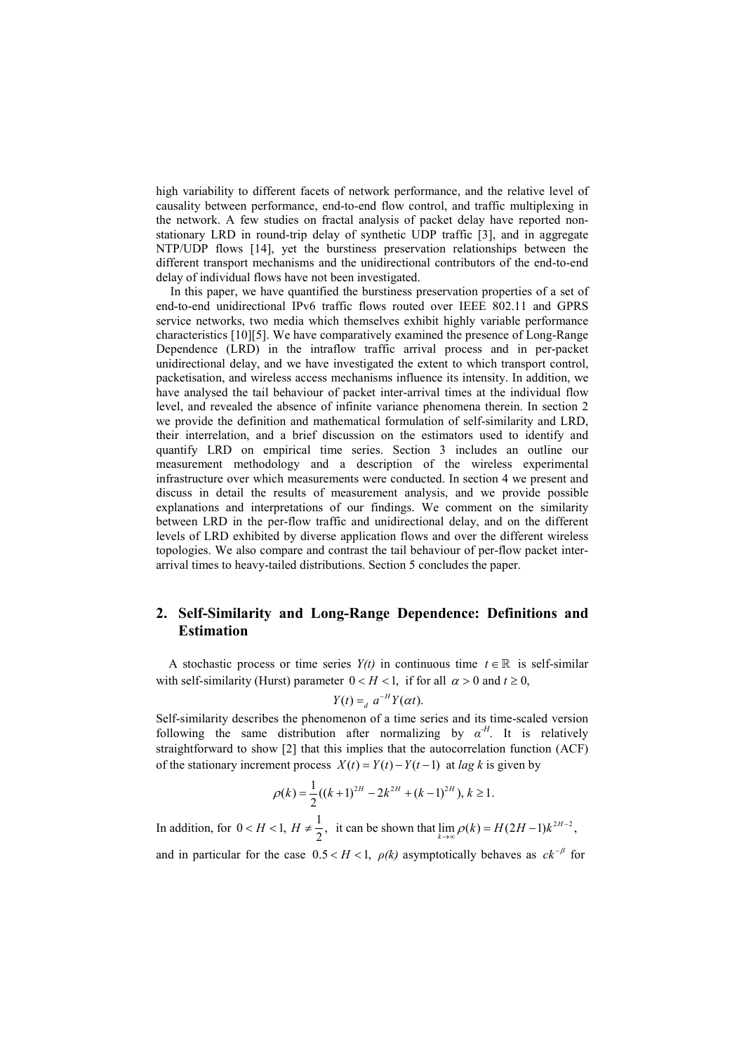high variability to different facets of network performance, and the relative level of causality between performance, end-to-end flow control, and traffic multiplexing in the network. A few studies on fractal analysis of packet delay have reported non-stationary LRD in round-trip delay of synthetic UDP traffic [3], and in aggregate NTP/UDP flows [14], yet the burstiness preservation relationships between the different transport mechanisms and the unidirectional contributors of the end-to-end delay of individual flows have not been investigated.

In this paper, we have quantified the burstiness preservation properties of a set of end-to-end unidirectional IPv6 traffic flows routed over IEEE 802.11 and GPRS service networks, two media which themselves exhibit highly variable performance characteristics [10][5]. We have comparatively examined the presence of Long-Range Dependence (LRD) in the intraflow traffic arrival process and in per-packet unidirectional delay, and we have investigated the extent to which transport control, packetisation, and wireless access mechanisms influence its intensity. In addition, we have analysed the tail behaviour of packet inter-arrival times at the individual flow level, and revealed the absence of infinite variance phenomena therein. In section 2 we provide the definition and mathematical formulation of self-similarity and LRD, their interrelation, and a brief discussion on the estimators used to identify and quantify LRD on empirical time series. Section 3 includes an outline our measurement methodology and a description of the wireless experimental infrastructure over which measurements were conducted. In section 4 we present and discuss in detail the results of measurement analysis, and we provide possible explanations and interpretations of our findings. We comment on the similarity between LRD in the per-flow traffic and unidirectional delay, and on the different levels of LRD exhibited by diverse application flows and over the different wireless topologies. We also compare and contrast the tail behaviour of per-flow packet inter-arrival times to heavy-tailed distributions. Section 5 concludes the paper.

## 2. Self-Similarity and Long-Range Dependence: Definitions and Estimation

A stochastic process or time series *Y(t)* in continuous time $t \in \mathbb{R}$ is self-similar with self-similarity (Hurst) parameter $0 < H < 1$, if for all $\alpha > 0$ and $t \geq 0$,

$$Y(t) =_d a^{-H} Y(\alpha t).$$

Self-similarity describes the phenomenon of a time series and its time-scaled version following the same distribution after normalizing by $\alpha^{-H}$. It is relatively straightforward to show [2] that this implies that the autocorrelation function (ACF) of the stationary increment process $X(t) = Y(t) - Y(t-1)$ at *lag k* is given by

$$\rho(k) = \frac{1}{2}((k+1)^{2H} - 2k^{2H} + (k-1)^{2H}),\ k \geq 1.$$

In addition, for $0 < H < 1,\ H \neq \frac{1}{2}$, it can be shown that $\lim_{k \to \infty} \rho(k) = H(2H-1)k^{2H-2}$, and in particular for the case $0.5 < H < 1$, *ρ(k)* asymptotically behaves as $ck^{-\beta}$ for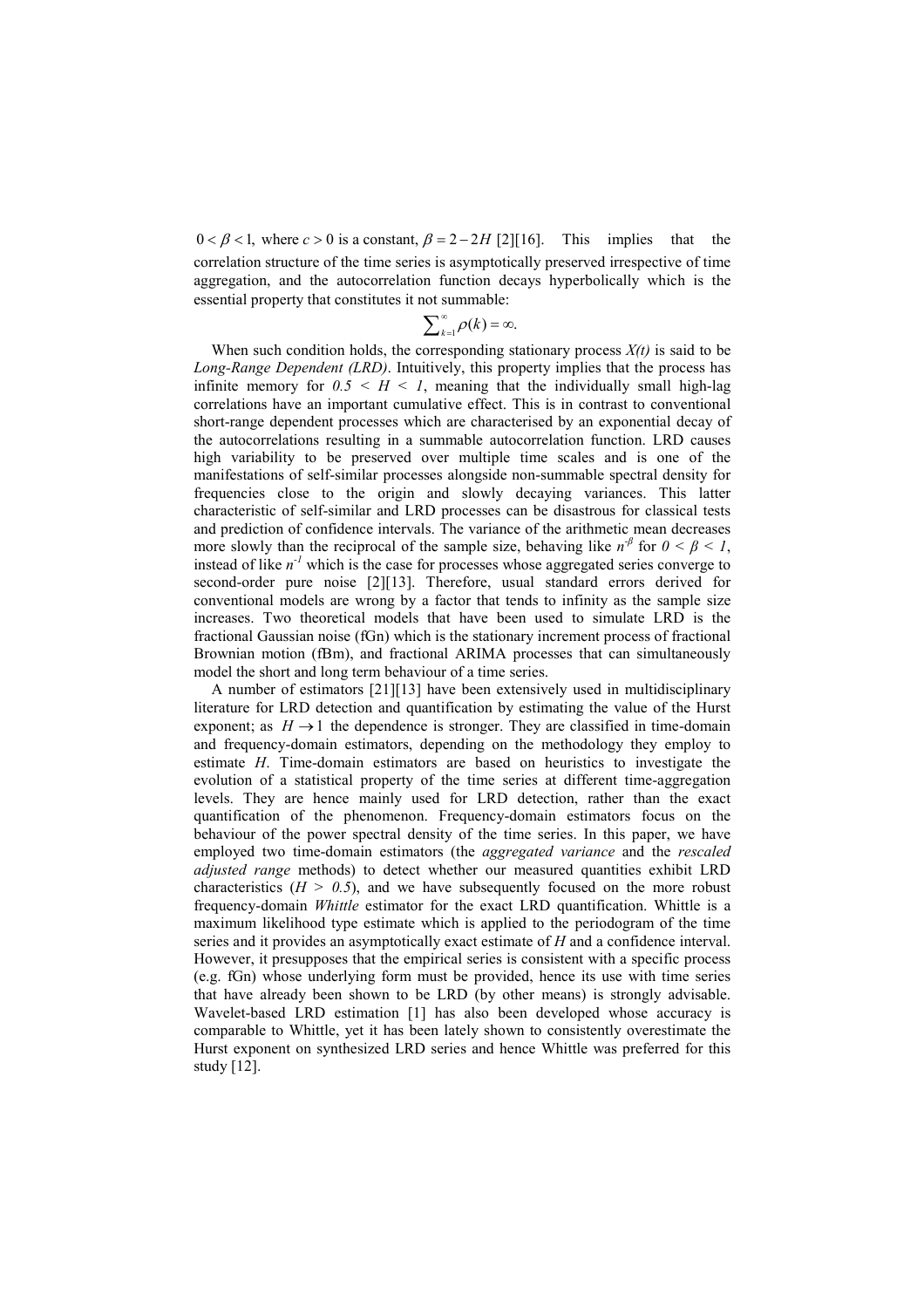$0 < \beta < 1$, where $c > 0$ is a constant, $\beta = 2 - 2H$ [2][16]. This implies that the correlation structure of the time series is asymptotically preserved irrespective of time aggregation, and the autocorrelation function decays hyperbolically which is the essential property that constitutes it not summable:

$$\sum_{k=1}^{\infty} \rho(k) = \infty.$$

When such condition holds, the corresponding stationary process *X(t)* is said to be *Long-Range Dependent (LRD)*. Intuitively, this property implies that the process has infinite memory for $0.5 < H < 1$, meaning that the individually small high-lag correlations have an important cumulative effect. This is in contrast to conventional short-range dependent processes which are characterised by an exponential decay of the autocorrelations resulting in a summable autocorrelation function. LRD causes high variability to be preserved over multiple time scales and is one of the manifestations of self-similar processes alongside non-summable spectral density for frequencies close to the origin and slowly decaying variances. This latter characteristic of self-similar and LRD processes can be disastrous for classical tests and prediction of confidence intervals. The variance of the arithmetic mean decreases more slowly than the reciprocal of the sample size, behaving like $n^{-\beta}$ for $0 < \beta < 1$, instead of like $n^{-1}$ which is the case for processes whose aggregated series converge to second-order pure noise [2][13]. Therefore, usual standard errors derived for conventional models are wrong by a factor that tends to infinity as the sample size increases. Two theoretical models that have been used to simulate LRD is the fractional Gaussian noise (fGn) which is the stationary increment process of fractional Brownian motion (fBm), and fractional ARIMA processes that can simultaneously model the short and long term behaviour of a time series.

A number of estimators [21][13] have been extensively used in multidisciplinary literature for LRD detection and quantification by estimating the value of the Hurst exponent; as $H \to 1$ the dependence is stronger. They are classified in time-domain and frequency-domain estimators, depending on the methodology they employ to estimate *H*. Time-domain estimators are based on heuristics to investigate the evolution of a statistical property of the time series at different time-aggregation levels. They are hence mainly used for LRD detection, rather than the exact quantification of the phenomenon. Frequency-domain estimators focus on the behaviour of the power spectral density of the time series. In this paper, we have employed two time-domain estimators (the *aggregated variance* and the *rescaled adjusted range* methods) to detect whether our measured quantities exhibit LRD characteristics ($H > 0.5$), and we have subsequently focused on the more robust frequency-domain *Whittle* estimator for the exact LRD quantification. Whittle is a maximum likelihood type estimate which is applied to the periodogram of the time series and it provides an asymptotically exact estimate of *H* and a confidence interval. However, it presupposes that the empirical series is consistent with a specific process (e.g. fGn) whose underlying form must be provided, hence its use with time series that have already been shown to be LRD (by other means) is strongly advisable. Wavelet-based LRD estimation [1] has also been developed whose accuracy is comparable to Whittle, yet it has been lately shown to consistently overestimate the Hurst exponent on synthesized LRD series and hence Whittle was preferred for this study [12].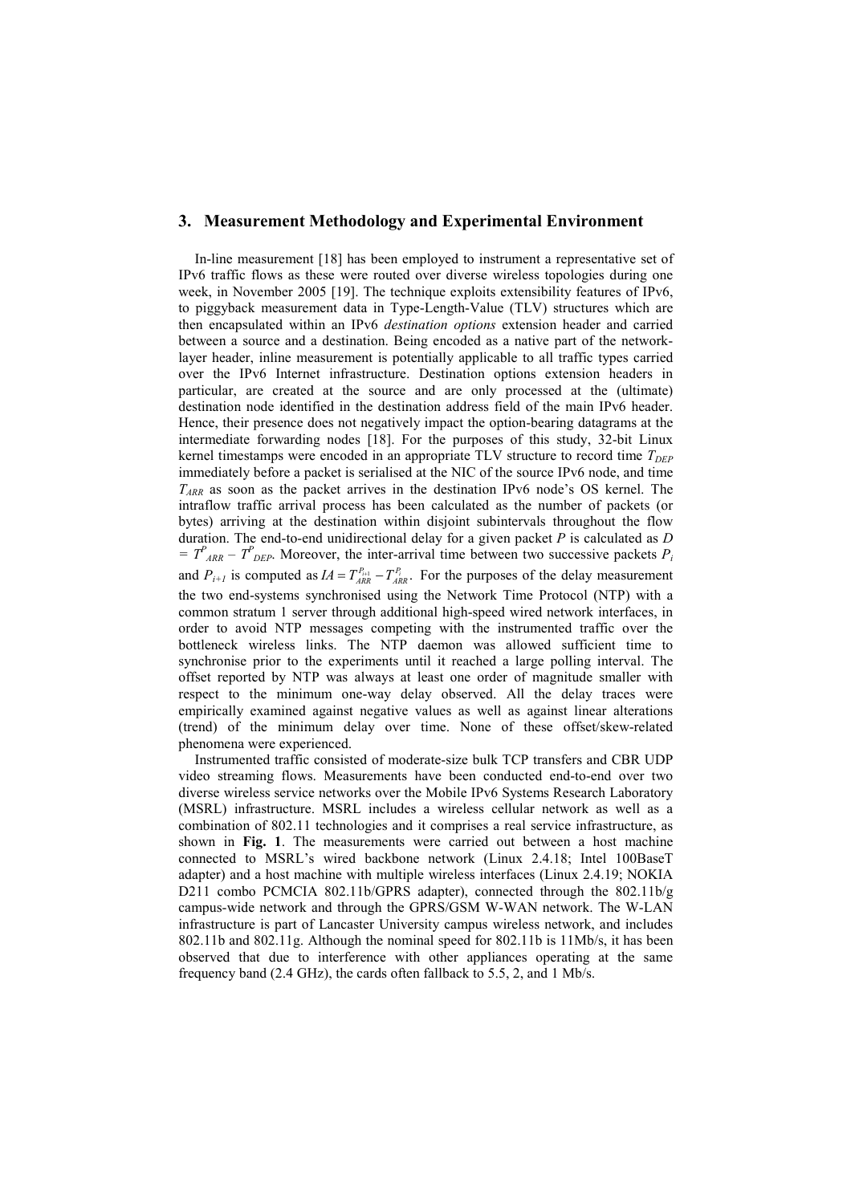## 3. Measurement Methodology and Experimental Environment

In-line measurement [18] has been employed to instrument a representative set of IPv6 traffic flows as these were routed over diverse wireless topologies during one week, in November 2005 [19]. The technique exploits extensibility features of IPv6, to piggyback measurement data in Type-Length-Value (TLV) structures which are then encapsulated within an IPv6 *destination options* extension header and carried between a source and a destination. Being encoded as a native part of the network-layer header, inline measurement is potentially applicable to all traffic types carried over the IPv6 Internet infrastructure. Destination options extension headers in particular, are created at the source and are only processed at the (ultimate) destination node identified in the destination address field of the main IPv6 header. Hence, their presence does not negatively impact the option-bearing datagrams at the intermediate forwarding nodes [18]. For the purposes of this study, 32-bit Linux kernel timestamps were encoded in an appropriate TLV structure to record time $T_{DEP}$ immediately before a packet is serialised at the NIC of the source IPv6 node, and time $T_{ARR}$ as soon as the packet arrives in the destination IPv6 node's OS kernel. The intraflow traffic arrival process has been calculated as the number of packets (or bytes) arriving at the destination within disjoint subintervals throughout the flow duration. The end-to-end unidirectional delay for a given packet $P$ is calculated as $D = T^{P}_{ARR} - T^{P}_{DEP}$. Moreover, the inter-arrival time between two successive packets $P_i$ and $P_{i+1}$ is computed as $IA = T_{ARR}^{P_{i+1}} - T_{ARR}^{P_i}$. For the purposes of the delay measurement the two end-systems synchronised using the Network Time Protocol (NTP) with a common stratum 1 server through additional high-speed wired network interfaces, in order to avoid NTP messages competing with the instrumented traffic over the bottleneck wireless links. The NTP daemon was allowed sufficient time to synchronise prior to the experiments until it reached a large polling interval. The offset reported by NTP was always at least one order of magnitude smaller with respect to the minimum one-way delay observed. All the delay traces were empirically examined against negative values as well as against linear alterations (trend) of the minimum delay over time. None of these offset/skew-related phenomena were experienced.

Instrumented traffic consisted of moderate-size bulk TCP transfers and CBR UDP video streaming flows. Measurements have been conducted end-to-end over two diverse wireless service networks over the Mobile IPv6 Systems Research Laboratory (MSRL) infrastructure. MSRL includes a wireless cellular network as well as a combination of 802.11 technologies and it comprises a real service infrastructure, as shown in **Fig. 1**. The measurements were carried out between a host machine connected to MSRL's wired backbone network (Linux 2.4.18; Intel 100BaseT adapter) and a host machine with multiple wireless interfaces (Linux 2.4.19; NOKIA D211 combo PCMCIA 802.11b/GPRS adapter), connected through the 802.11b/g campus-wide network and through the GPRS/GSM W-WAN network. The W-LAN infrastructure is part of Lancaster University campus wireless network, and includes 802.11b and 802.11g. Although the nominal speed for 802.11b is 11Mb/s, it has been observed that due to interference with other appliances operating at the same frequency band (2.4 GHz), the cards often fallback to 5.5, 2, and 1 Mb/s.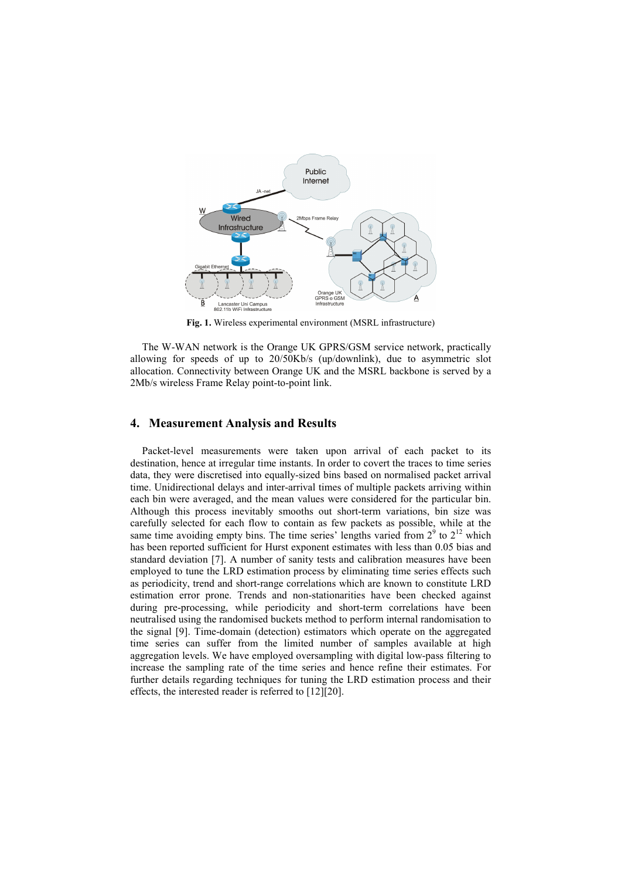**Fig. 1.** Wireless experimental environment (MSRL infrastructure)

The W-WAN network is the Orange UK GPRS/GSM service network, practically allowing for speeds of up to 20/50Kb/s (up/downlink), due to asymmetric slot allocation. Connectivity between Orange UK and the MSRL backbone is served by a 2Mb/s wireless Frame Relay point-to-point link.

## 4. Measurement Analysis and Results

Packet-level measurements were taken upon arrival of each packet to its destination, hence at irregular time instants. In order to covert the traces to time series data, they were discretised into equally-sized bins based on normalised packet arrival time. Unidirectional delays and inter-arrival times of multiple packets arriving within each bin were averaged, and the mean values were considered for the particular bin. Although this process inevitably smooths out short-term variations, bin size was carefully selected for each flow to contain as few packets as possible, while at the same time avoiding empty bins. The time series' lengths varied from $2^9$ to $2^{12}$ which has been reported sufficient for Hurst exponent estimates with less than 0.05 bias and standard deviation [7]. A number of sanity tests and calibration measures have been employed to tune the LRD estimation process by eliminating time series effects such as periodicity, trend and short-range correlations which are known to constitute LRD estimation error prone. Trends and non-stationarities have been checked against during pre-processing, while periodicity and short-term correlations have been neutralised using the randomised buckets method to perform internal randomisation to the signal [9]. Time-domain (detection) estimators which operate on the aggregated time series can suffer from the limited number of samples available at high aggregation levels. We have employed oversampling with digital low-pass filtering to increase the sampling rate of the time series and hence refine their estimates. For further details regarding techniques for tuning the LRD estimation process and their effects, the interested reader is referred to [12][20].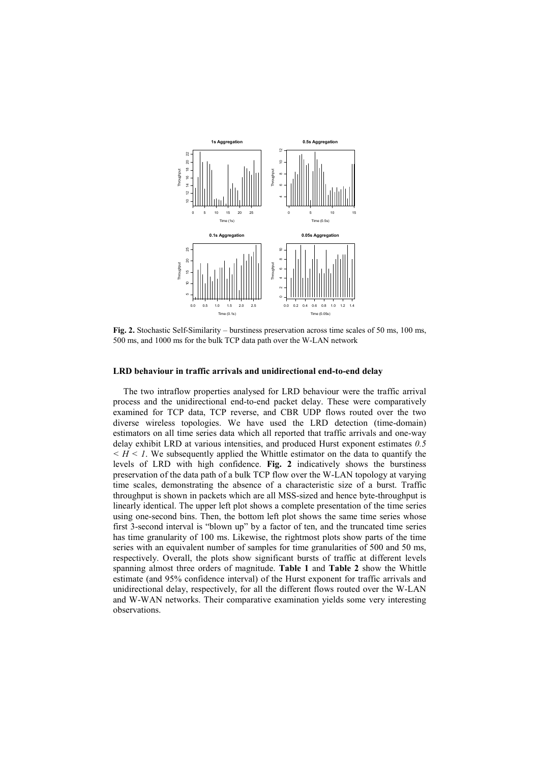**Fig. 2.** Stochastic Self-Similarity – burstiness preservation across time scales of 50 ms, 100 ms, 500 ms, and 1000 ms for the bulk TCP data path over the W-LAN network

### LRD behaviour in traffic arrivals and unidirectional end-to-end delay

The two intraflow properties analysed for LRD behaviour were the traffic arrival process and the unidirectional end-to-end packet delay. These were comparatively examined for TCP data, TCP reverse, and CBR UDP flows routed over the two diverse wireless topologies. We have used the LRD detection (time-domain) estimators on all time series data which all reported that traffic arrivals and one-way delay exhibit LRD at various intensities, and produced Hurst exponent estimates $0.5 < H < 1$. We subsequently applied the Whittle estimator on the data to quantify the levels of LRD with high confidence. **Fig. 2** indicatively shows the burstiness preservation of the data path of a bulk TCP flow over the W-LAN topology at varying time scales, demonstrating the absence of a characteristic size of a burst. Traffic throughput is shown in packets which are all MSS-sized and hence byte-throughput is linearly identical. The upper left plot shows a complete presentation of the time series using one-second bins. Then, the bottom left plot shows the same time series whose first 3-second interval is "blown up" by a factor of ten, and the truncated time series has time granularity of 100 ms. Likewise, the rightmost plots show parts of the time series with an equivalent number of samples for time granularities of 500 and 50 ms, respectively. Overall, the plots show significant bursts of traffic at different levels spanning almost three orders of magnitude. **Table 1** and **Table 2** show the Whittle estimate (and 95% confidence interval) of the Hurst exponent for traffic arrivals and unidirectional delay, respectively, for all the different flows routed over the W-LAN and W-WAN networks. Their comparative examination yields some very interesting observations.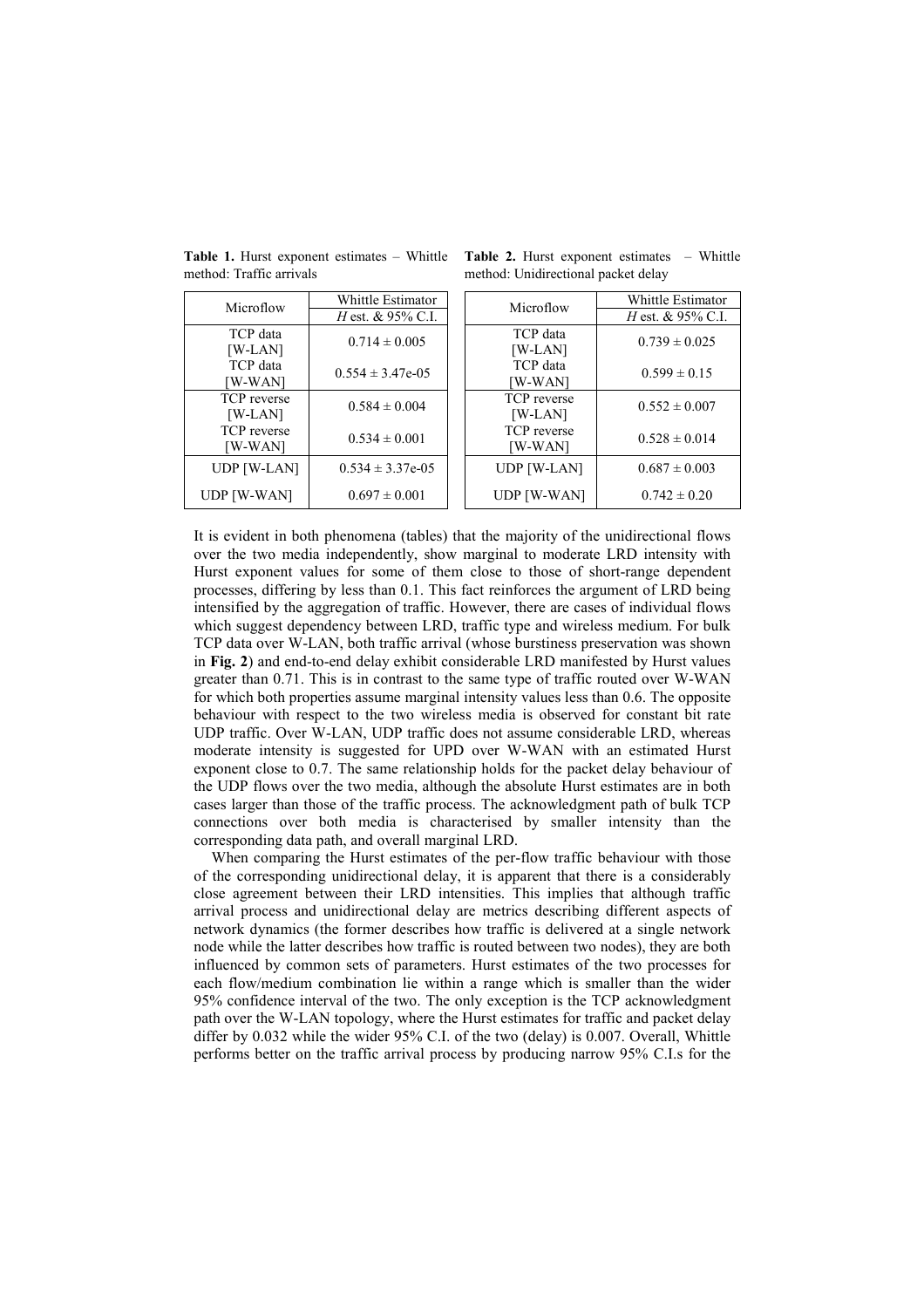**Table 1.** Hurst exponent estimates – Whittle method: Traffic arrivals

| Microflow | Whittle Estimator |
|---|---|
| | *H* est. & 95% C.I. |
| TCP data [W-LAN] | 0.714 ± 0.005 |
| TCP data [W-WAN] | 0.554 ± 3.47e-05 |
| TCP reverse [W-LAN] | 0.584 ± 0.004 |
| TCP reverse [W-WAN] | 0.534 ± 0.001 |
| UDP [W-LAN] | 0.534 ± 3.37e-05 |
| UDP [W-WAN] | 0.697 ± 0.001 |

**Table 2.** Hurst exponent estimates – Whittle method: Unidirectional packet delay

| Microflow | Whittle Estimator |
|---|---|
| | *H* est. & 95% C.I. |
| TCP data [W-LAN] | 0.739 ± 0.025 |
| TCP data [W-WAN] | 0.599 ± 0.15 |
| TCP reverse [W-LAN] | 0.552 ± 0.007 |
| TCP reverse [W-WAN] | 0.528 ± 0.014 |
| UDP [W-LAN] | 0.687 ± 0.003 |
| UDP [W-WAN] | 0.742 ± 0.20 |

It is evident in both phenomena (tables) that the majority of the unidirectional flows over the two media independently, show marginal to moderate LRD intensity with Hurst exponent values for some of them close to those of short-range dependent processes, differing by less than 0.1. This fact reinforces the argument of LRD being intensified by the aggregation of traffic. However, there are cases of individual flows which suggest dependency between LRD, traffic type and wireless medium. For bulk TCP data over W-LAN, both traffic arrival (whose burstiness preservation was shown in **Fig. 2**) and end-to-end delay exhibit considerable LRD manifested by Hurst values greater than 0.71. This is in contrast to the same type of traffic routed over W-WAN for which both properties assume marginal intensity values less than 0.6. The opposite behaviour with respect to the two wireless media is observed for constant bit rate UDP traffic. Over W-LAN, UDP traffic does not assume considerable LRD, whereas moderate intensity is suggested for UPD over W-WAN with an estimated Hurst exponent close to 0.7. The same relationship holds for the packet delay behaviour of the UDP flows over the two media, although the absolute Hurst estimates are in both cases larger than those of the traffic process. The acknowledgment path of bulk TCP connections over both media is characterised by smaller intensity than the corresponding data path, and overall marginal LRD.

When comparing the Hurst estimates of the per-flow traffic behaviour with those of the corresponding unidirectional delay, it is apparent that there is a considerably close agreement between their LRD intensities. This implies that although traffic arrival process and unidirectional delay are metrics describing different aspects of network dynamics (the former describes how traffic is delivered at a single network node while the latter describes how traffic is routed between two nodes), they are both influenced by common sets of parameters. Hurst estimates of the two processes for each flow/medium combination lie within a range which is smaller than the wider 95% confidence interval of the two. The only exception is the TCP acknowledgment path over the W-LAN topology, where the Hurst estimates for traffic and packet delay differ by 0.032 while the wider 95% C.I. of the two (delay) is 0.007. Overall, Whittle performs better on the traffic arrival process by producing narrow 95% C.I.s for the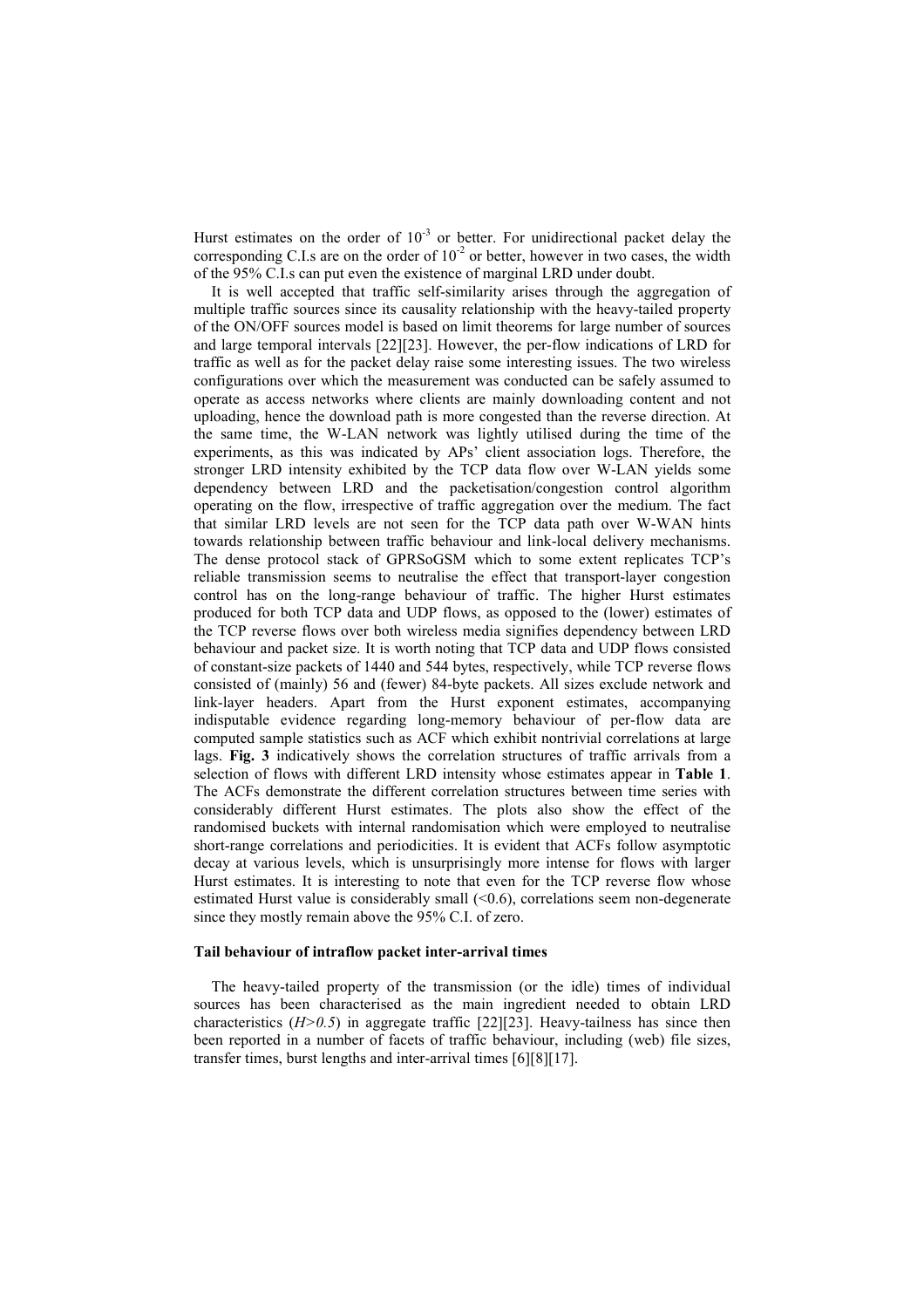Hurst estimates on the order of $10^{-3}$ or better. For unidirectional packet delay the corresponding C.I.s are on the order of $10^{-2}$ or better, however in two cases, the width of the 95% C.I.s can put even the existence of marginal LRD under doubt.

It is well accepted that traffic self-similarity arises through the aggregation of multiple traffic sources since its causality relationship with the heavy-tailed property of the ON/OFF sources model is based on limit theorems for large number of sources and large temporal intervals [22][23]. However, the per-flow indications of LRD for traffic as well as for the packet delay raise some interesting issues. The two wireless configurations over which the measurement was conducted can be safely assumed to operate as access networks where clients are mainly downloading content and not uploading, hence the download path is more congested than the reverse direction. At the same time, the W-LAN network was lightly utilised during the time of the experiments, as this was indicated by APs' client association logs. Therefore, the stronger LRD intensity exhibited by the TCP data flow over W-LAN yields some dependency between LRD and the packetisation/congestion control algorithm operating on the flow, irrespective of traffic aggregation over the medium. The fact that similar LRD levels are not seen for the TCP data path over W-WAN hints towards relationship between traffic behaviour and link-local delivery mechanisms. The dense protocol stack of GPRSoGSM which to some extent replicates TCP's reliable transmission seems to neutralise the effect that transport-layer congestion control has on the long-range behaviour of traffic. The higher Hurst estimates produced for both TCP data and UDP flows, as opposed to the (lower) estimates of the TCP reverse flows over both wireless media signifies dependency between LRD behaviour and packet size. It is worth noting that TCP data and UDP flows consisted of constant-size packets of 1440 and 544 bytes, respectively, while TCP reverse flows consisted of (mainly) 56 and (fewer) 84-byte packets. All sizes exclude network and link-layer headers. Apart from the Hurst exponent estimates, accompanying indisputable evidence regarding long-memory behaviour of per-flow data are computed sample statistics such as ACF which exhibit nontrivial correlations at large lags. **Fig. 3** indicatively shows the correlation structures of traffic arrivals from a selection of flows with different LRD intensity whose estimates appear in **Table 1**. The ACFs demonstrate the different correlation structures between time series with considerably different Hurst estimates. The plots also show the effect of the randomised buckets with internal randomisation which were employed to neutralise short-range correlations and periodicities. It is evident that ACFs follow asymptotic decay at various levels, which is unsurprisingly more intense for flows with larger Hurst estimates. It is interesting to note that even for the TCP reverse flow whose estimated Hurst value is considerably small (<0.6), correlations seem non-degenerate since they mostly remain above the 95% C.I. of zero.

### Tail behaviour of intraflow packet inter-arrival times

The heavy-tailed property of the transmission (or the idle) times of individual sources has been characterised as the main ingredient needed to obtain LRD characteristics ($H>0.5$) in aggregate traffic [22][23]. Heavy-tailness has since then been reported in a number of facets of traffic behaviour, including (web) file sizes, transfer times, burst lengths and inter-arrival times [6][8][17].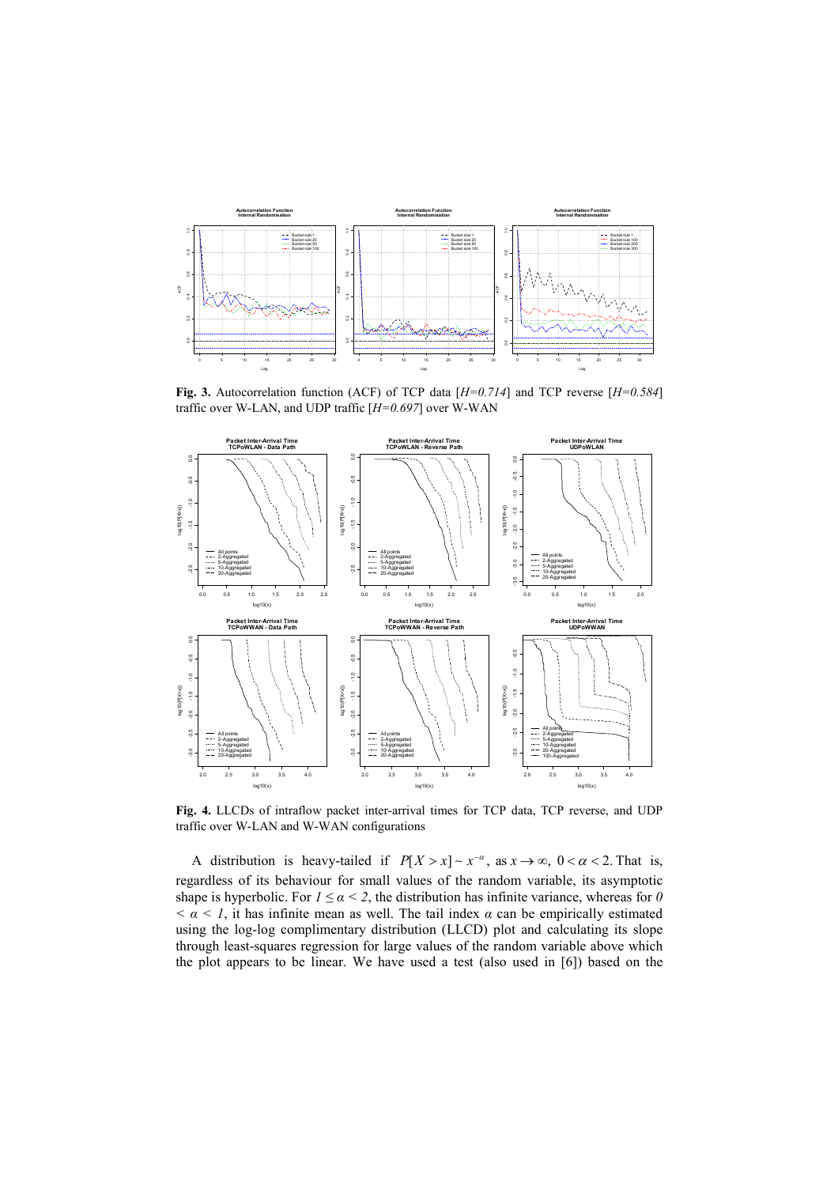**Fig. 3.** Autocorrelation function (ACF) of TCP data [*H=0.714*] and TCP reverse [*H=0.584*] traffic over W-LAN, and UDP traffic [*H=0.697*] over W-WAN

**Fig. 4.** LLCDs of intraflow packet inter-arrival times for TCP data, TCP reverse, and UDP traffic over W-LAN and W-WAN configurations

A distribution is heavy-tailed if $P[X > x] \sim x^{-\alpha}$, as $x \to \infty$, $0 < \alpha < 2$. That is, regardless of its behaviour for small values of the random variable, its asymptotic shape is hyperbolic. For $1 \leq \alpha < 2$, the distribution has infinite variance, whereas for $0 < \alpha < 1$, it has infinite mean as well. The tail index $\alpha$ can be empirically estimated using the log-log complimentary distribution (LLCD) plot and calculating its slope through least-squares regression for large values of the random variable above which the plot appears to be linear. We have used a test (also used in [6]) based on the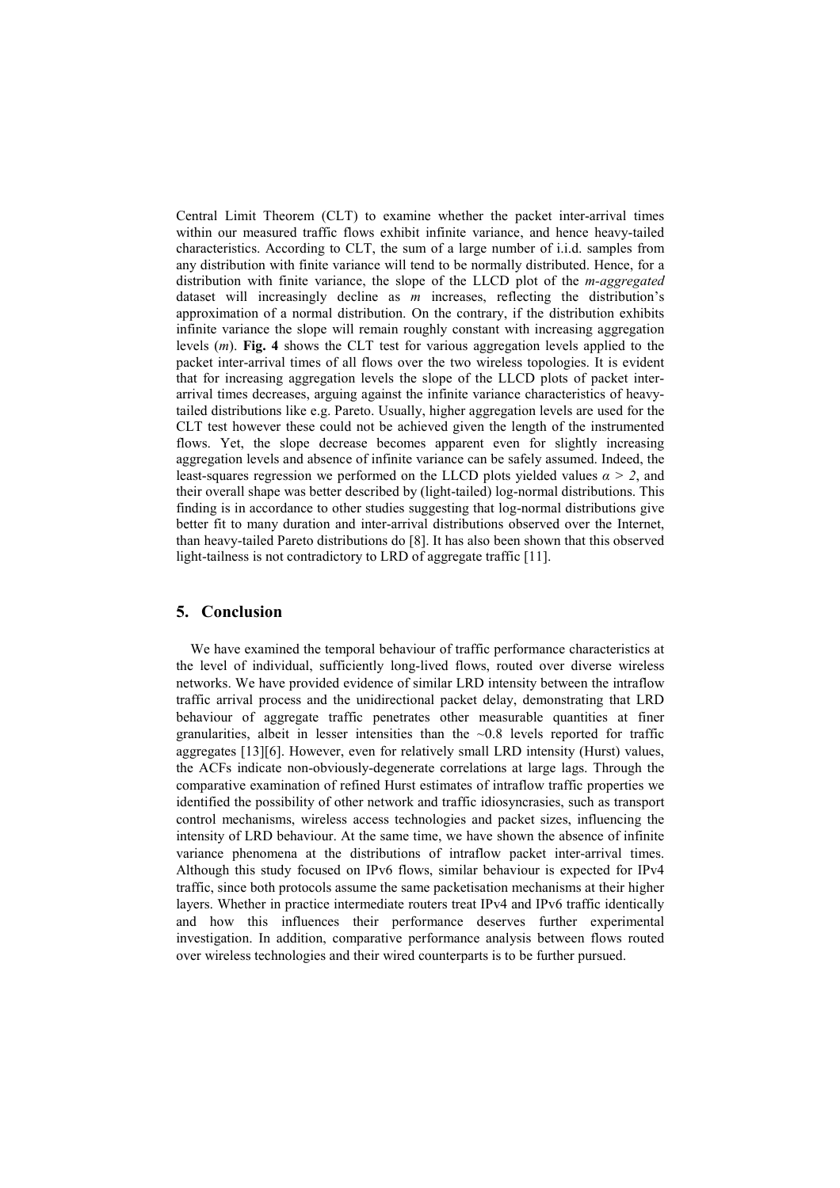Central Limit Theorem (CLT) to examine whether the packet inter-arrival times within our measured traffic flows exhibit infinite variance, and hence heavy-tailed characteristics. According to CLT, the sum of a large number of i.i.d. samples from any distribution with finite variance will tend to be normally distributed. Hence, for a distribution with finite variance, the slope of the LLCD plot of the *m-aggregated* dataset will increasingly decline as $m$ increases, reflecting the distribution's approximation of a normal distribution. On the contrary, if the distribution exhibits infinite variance the slope will remain roughly constant with increasing aggregation levels ($m$). **Fig. 4** shows the CLT test for various aggregation levels applied to the packet inter-arrival times of all flows over the two wireless topologies. It is evident that for increasing aggregation levels the slope of the LLCD plots of packet inter-arrival times decreases, arguing against the infinite variance characteristics of heavy-tailed distributions like e.g. Pareto. Usually, higher aggregation levels are used for the CLT test however these could not be achieved given the length of the instrumented flows. Yet, the slope decrease becomes apparent even for slightly increasing aggregation levels and absence of infinite variance can be safely assumed. Indeed, the least-squares regression we performed on the LLCD plots yielded values $\alpha > 2$, and their overall shape was better described by (light-tailed) log-normal distributions. This finding is in accordance to other studies suggesting that log-normal distributions give better fit to many duration and inter-arrival distributions observed over the Internet, than heavy-tailed Pareto distributions do [8]. It has also been shown that this observed light-tailness is not contradictory to LRD of aggregate traffic [11].

## 5. Conclusion

We have examined the temporal behaviour of traffic performance characteristics at the level of individual, sufficiently long-lived flows, routed over diverse wireless networks. We have provided evidence of similar LRD intensity between the intraflow traffic arrival process and the unidirectional packet delay, demonstrating that LRD behaviour of aggregate traffic penetrates other measurable quantities at finer granularities, albeit in lesser intensities than the ~0.8 levels reported for traffic aggregates [13][6]. However, even for relatively small LRD intensity (Hurst) values, the ACFs indicate non-obviously-degenerate correlations at large lags. Through the comparative examination of refined Hurst estimates of intraflow traffic properties we identified the possibility of other network and traffic idiosyncrasies, such as transport control mechanisms, wireless access technologies and packet sizes, influencing the intensity of LRD behaviour. At the same time, we have shown the absence of infinite variance phenomena at the distributions of intraflow packet inter-arrival times. Although this study focused on IPv6 flows, similar behaviour is expected for IPv4 traffic, since both protocols assume the same packetisation mechanisms at their higher layers. Whether in practice intermediate routers treat IPv4 and IPv6 traffic identically and how this influences their performance deserves further experimental investigation. In addition, comparative performance analysis between flows routed over wireless technologies and their wired counterparts is to be further pursued.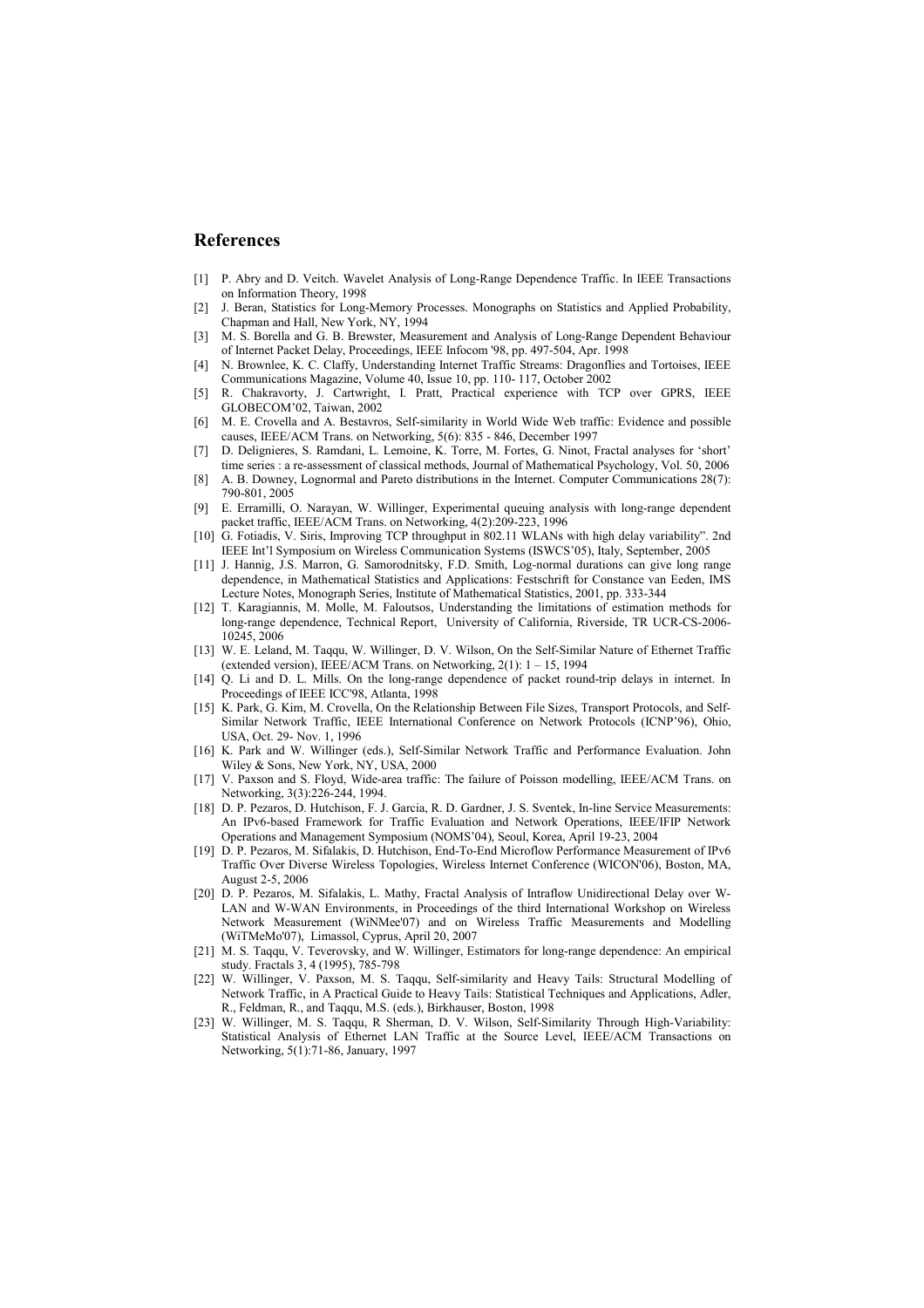## References

[1] P. Abry and D. Veitch. Wavelet Analysis of Long-Range Dependence Traffic. In IEEE Transactions on Information Theory, 1998

[2] J. Beran, Statistics for Long-Memory Processes. Monographs on Statistics and Applied Probability, Chapman and Hall, New York, NY, 1994

[3] M. S. Borella and G. B. Brewster, Measurement and Analysis of Long-Range Dependent Behaviour of Internet Packet Delay, Proceedings, IEEE Infocom '98, pp. 497-504, Apr. 1998

[4] N. Brownlee, K. C. Claffy, Understanding Internet Traffic Streams: Dragonflies and Tortoises, IEEE Communications Magazine, Volume 40, Issue 10, pp. 110- 117, October 2002

[5] R. Chakravorty, J. Cartwright, I. Pratt, Practical experience with TCP over GPRS, IEEE GLOBECOM'02, Taiwan, 2002

[6] M. E. Crovella and A. Bestavros, Self-similarity in World Wide Web traffic: Evidence and possible causes, IEEE/ACM Trans. on Networking, 5(6): 835 - 846, December 1997

[7] D. Delignieres, S. Ramdani, L. Lemoine, K. Torre, M. Fortes, G. Ninot, Fractal analyses for 'short' time series : a re-assessment of classical methods, Journal of Mathematical Psychology, Vol. 50, 2006

[8] A. B. Downey, Lognormal and Pareto distributions in the Internet. Computer Communications 28(7): 790-801, 2005

[9] E. Erramilli, O. Narayan, W. Willinger, Experimental queuing analysis with long-range dependent packet traffic, IEEE/ACM Trans. on Networking, 4(2):209-223, 1996

[10] G. Fotiadis, V. Siris, Improving TCP throughput in 802.11 WLANs with high delay variability". 2nd IEEE Int'l Symposium on Wireless Communication Systems (ISWCS'05), Italy, September, 2005

[11] J. Hannig, J.S. Marron, G. Samorodnitsky, F.D. Smith, Log-normal durations can give long range dependence, in Mathematical Statistics and Applications: Festschrift for Constance van Eeden, IMS Lecture Notes, Monograph Series, Institute of Mathematical Statistics, 2001, pp. 333-344

[12] T. Karagiannis, M. Molle, M. Faloutsos, Understanding the limitations of estimation methods for long-range dependence, Technical Report, University of California, Riverside, TR UCR-CS-2006-10245, 2006

[13] W. E. Leland, M. Taqqu, W. Willinger, D. V. Wilson, On the Self-Similar Nature of Ethernet Traffic (extended version), IEEE/ACM Trans. on Networking, 2(1): 1 – 15, 1994

[14] Q. Li and D. L. Mills. On the long-range dependence of packet round-trip delays in internet. In Proceedings of IEEE ICC'98, Atlanta, 1998

[15] K. Park, G. Kim, M. Crovella, On the Relationship Between File Sizes, Transport Protocols, and Self-Similar Network Traffic, IEEE International Conference on Network Protocols (ICNP'96), Ohio, USA, Oct. 29- Nov. 1, 1996

[16] K. Park and W. Willinger (eds.), Self-Similar Network Traffic and Performance Evaluation. John Wiley & Sons, New York, NY, USA, 2000

[17] V. Paxson and S. Floyd, Wide-area traffic: The failure of Poisson modelling, IEEE/ACM Trans. on Networking, 3(3):226-244, 1994.

[18] D. P. Pezaros, D. Hutchison, F. J. Garcia, R. D. Gardner, J. S. Sventek, In-line Service Measurements: An IPv6-based Framework for Traffic Evaluation and Network Operations, IEEE/IFIP Network Operations and Management Symposium (NOMS'04), Seoul, Korea, April 19-23, 2004

[19] D. P. Pezaros, M. Sifalakis, D. Hutchison, End-To-End Microflow Performance Measurement of IPv6 Traffic Over Diverse Wireless Topologies, Wireless Internet Conference (WICON'06), Boston, MA, August 2-5, 2006

[20] D. P. Pezaros, M. Sifalakis, L. Mathy, Fractal Analysis of Intraflow Unidirectional Delay over W-LAN and W-WAN Environments, in Proceedings of the third International Workshop on Wireless Network Measurement (WiNMee'07) and on Wireless Traffic Measurements and Modelling (WiTMeMo'07), Limassol, Cyprus, April 20, 2007

[21] M. S. Taqqu, V. Teverovsky, and W. Willinger, Estimators for long-range dependence: An empirical study. Fractals 3, 4 (1995), 785-798

[22] W. Willinger, V. Paxson, M. S. Taqqu, Self-similarity and Heavy Tails: Structural Modelling of Network Traffic, in A Practical Guide to Heavy Tails: Statistical Techniques and Applications, Adler, R., Feldman, R., and Taqqu, M.S. (eds.), Birkhauser, Boston, 1998

[23] W. Willinger, M. S. Taqqu, R Sherman, D. V. Wilson, Self-Similarity Through High-Variability: Statistical Analysis of Ethernet LAN Traffic at the Source Level, IEEE/ACM Transactions on Networking, 5(1):71-86, January, 1997